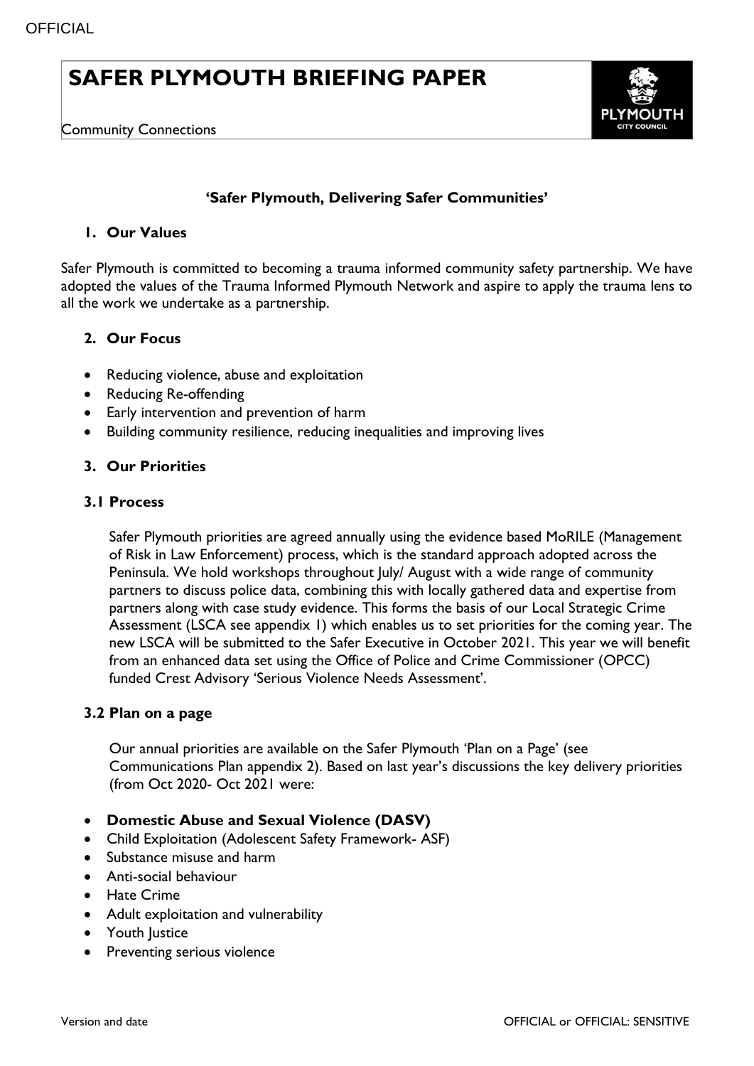# SAFER PLYMOUTH BRIEFING PAPER

Community Connections

**'Safer Plymouth, Delivering Safer Communities'**

## 1. Our Values

Safer Plymouth is committed to becoming a trauma informed community safety partnership. We have adopted the values of the Trauma Informed Plymouth Network and aspire to apply the trauma lens to all the work we undertake as a partnership.

## 2. Our Focus

- Reducing violence, abuse and exploitation
- Reducing Re-offending
- Early intervention and prevention of harm
- Building community resilience, reducing inequalities and improving lives

## 3. Our Priorities

### 3.1 Process

Safer Plymouth priorities are agreed annually using the evidence based MoRILE (Management of Risk in Law Enforcement) process, which is the standard approach adopted across the Peninsula. We hold workshops throughout July/ August with a wide range of community partners to discuss police data, combining this with locally gathered data and expertise from partners along with case study evidence. This forms the basis of our Local Strategic Crime Assessment (LSCA see appendix 1) which enables us to set priorities for the coming year. The new LSCA will be submitted to the Safer Executive in October 2021. This year we will benefit from an enhanced data set using the Office of Police and Crime Commissioner (OPCC) funded Crest Advisory 'Serious Violence Needs Assessment'.

### 3.2 Plan on a page

Our annual priorities are available on the Safer Plymouth 'Plan on a Page' (see Communications Plan appendix 2). Based on last year's discussions the key delivery priorities (from Oct 2020- Oct 2021 were:

- **Domestic Abuse and Sexual Violence (DASV)**
- Child Exploitation (Adolescent Safety Framework- ASF)
- Substance misuse and harm
- Anti-social behaviour
- Hate Crime
- Adult exploitation and vulnerability
- Youth Justice
- Preventing serious violence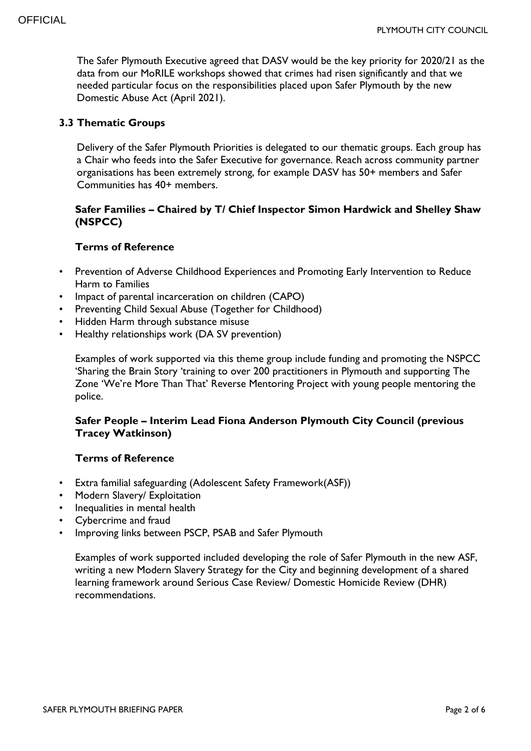The Safer Plymouth Executive agreed that DASV would be the key priority for 2020/21 as the data from our MoRILE workshops showed that crimes had risen significantly and that we needed particular focus on the responsibilities placed upon Safer Plymouth by the new Domestic Abuse Act (April 2021).

### 3.3 Thematic Groups

Delivery of the Safer Plymouth Priorities is delegated to our thematic groups. Each group has a Chair who feeds into the Safer Executive for governance. Reach across community partner organisations has been extremely strong, for example DASV has 50+ members and Safer Communities has 40+ members.

**Safer Families – Chaired by T/ Chief Inspector Simon Hardwick and Shelley Shaw (NSPCC)**

**Terms of Reference**

- Prevention of Adverse Childhood Experiences and Promoting Early Intervention to Reduce Harm to Families
- Impact of parental incarceration on children (CAPO)
- Preventing Child Sexual Abuse (Together for Childhood)
- Hidden Harm through substance misuse
- Healthy relationships work (DA SV prevention)

Examples of work supported via this theme group include funding and promoting the NSPCC 'Sharing the Brain Story 'training to over 200 practitioners in Plymouth and supporting The Zone 'We're More Than That' Reverse Mentoring Project with young people mentoring the police.

**Safer People – Interim Lead Fiona Anderson Plymouth City Council (previous Tracey Watkinson)**

**Terms of Reference**

- Extra familial safeguarding (Adolescent Safety Framework(ASF))
- Modern Slavery/ Exploitation
- Inequalities in mental health
- Cybercrime and fraud
- Improving links between PSCP, PSAB and Safer Plymouth

Examples of work supported included developing the role of Safer Plymouth in the new ASF, writing a new Modern Slavery Strategy for the City and beginning development of a shared learning framework around Serious Case Review/ Domestic Homicide Review (DHR) recommendations.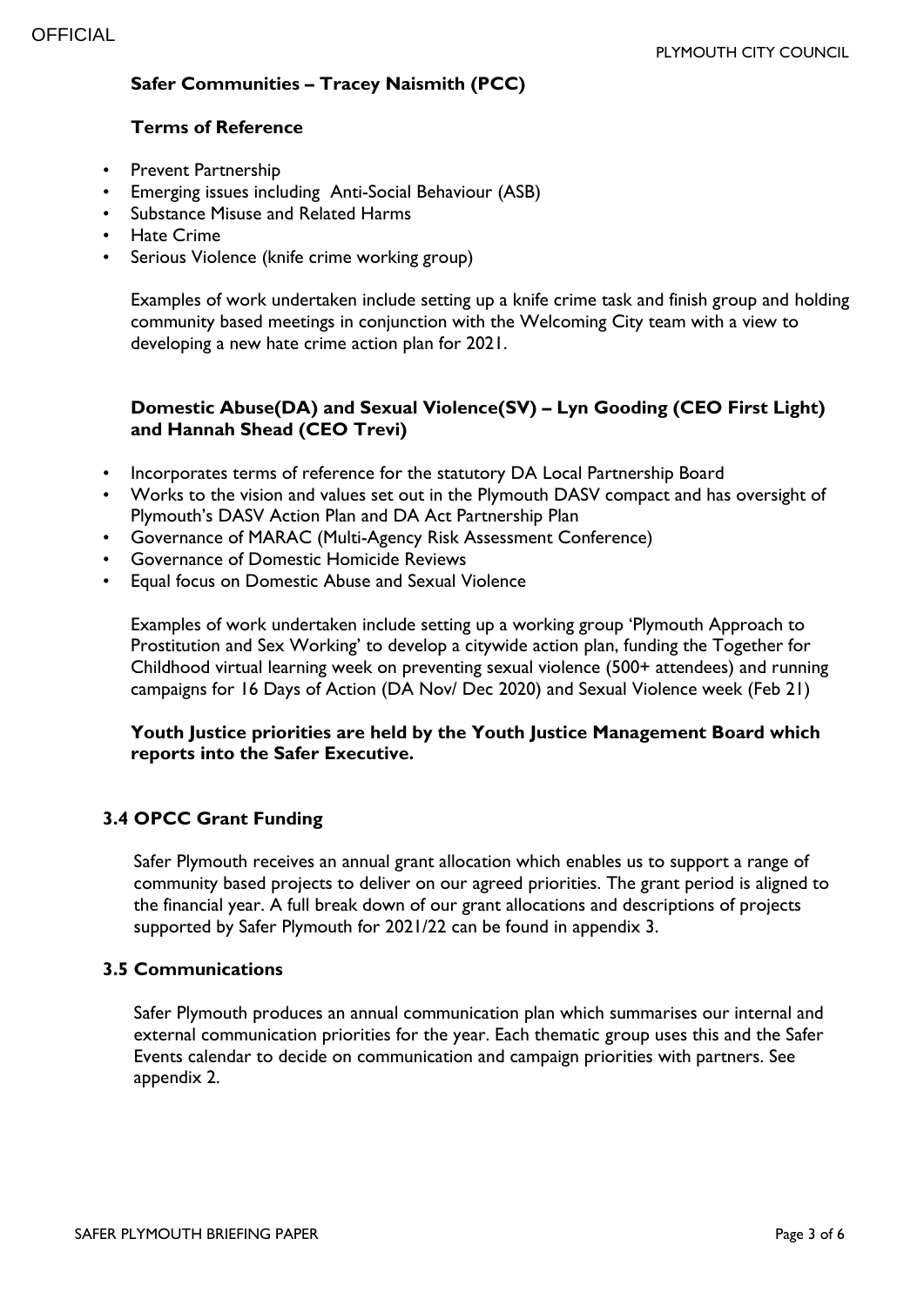**Safer Communities – Tracey Naismith (PCC)**

**Terms of Reference**

- Prevent Partnership
- Emerging issues including Anti-Social Behaviour (ASB)
- Substance Misuse and Related Harms
- Hate Crime
- Serious Violence (knife crime working group)

Examples of work undertaken include setting up a knife crime task and finish group and holding community based meetings in conjunction with the Welcoming City team with a view to developing a new hate crime action plan for 2021.

**Domestic Abuse(DA) and Sexual Violence(SV) – Lyn Gooding (CEO First Light) and Hannah Shead (CEO Trevi)**

- Incorporates terms of reference for the statutory DA Local Partnership Board
- Works to the vision and values set out in the Plymouth DASV compact and has oversight of Plymouth's DASV Action Plan and DA Act Partnership Plan
- Governance of MARAC (Multi-Agency Risk Assessment Conference)
- Governance of Domestic Homicide Reviews
- Equal focus on Domestic Abuse and Sexual Violence

Examples of work undertaken include setting up a working group 'Plymouth Approach to Prostitution and Sex Working' to develop a citywide action plan, funding the Together for Childhood virtual learning week on preventing sexual violence (500+ attendees) and running campaigns for 16 Days of Action (DA Nov/ Dec 2020) and Sexual Violence week (Feb 21)

**Youth Justice priorities are held by the Youth Justice Management Board which reports into the Safer Executive.**

### 3.4 OPCC Grant Funding

Safer Plymouth receives an annual grant allocation which enables us to support a range of community based projects to deliver on our agreed priorities. The grant period is aligned to the financial year. A full break down of our grant allocations and descriptions of projects supported by Safer Plymouth for 2021/22 can be found in appendix 3.

### 3.5 Communications

Safer Plymouth produces an annual communication plan which summarises our internal and external communication priorities for the year. Each thematic group uses this and the Safer Events calendar to decide on communication and campaign priorities with partners. See appendix 2.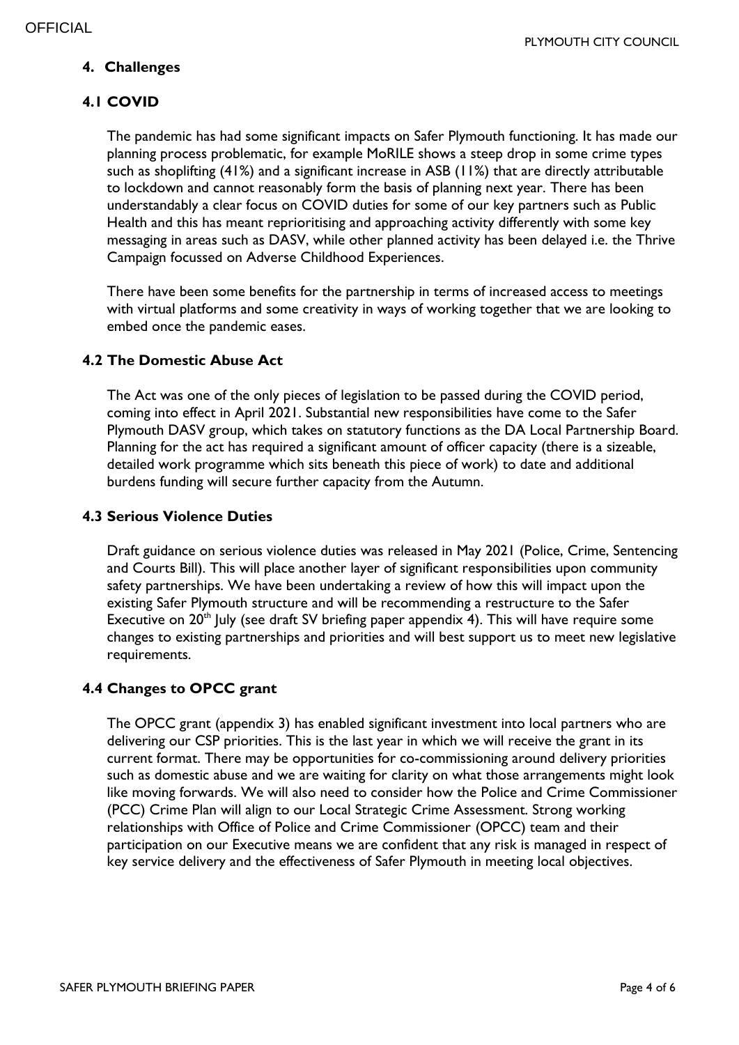## 4. Challenges

### 4.1 COVID

The pandemic has had some significant impacts on Safer Plymouth functioning. It has made our planning process problematic, for example MoRILE shows a steep drop in some crime types such as shoplifting (41%) and a significant increase in ASB (11%) that are directly attributable to lockdown and cannot reasonably form the basis of planning next year. There has been understandably a clear focus on COVID duties for some of our key partners such as Public Health and this has meant reprioritising and approaching activity differently with some key messaging in areas such as DASV, while other planned activity has been delayed i.e. the Thrive Campaign focussed on Adverse Childhood Experiences.

There have been some benefits for the partnership in terms of increased access to meetings with virtual platforms and some creativity in ways of working together that we are looking to embed once the pandemic eases.

### 4.2 The Domestic Abuse Act

The Act was one of the only pieces of legislation to be passed during the COVID period, coming into effect in April 2021. Substantial new responsibilities have come to the Safer Plymouth DASV group, which takes on statutory functions as the DA Local Partnership Board. Planning for the act has required a significant amount of officer capacity (there is a sizeable, detailed work programme which sits beneath this piece of work) to date and additional burdens funding will secure further capacity from the Autumn.

### 4.3 Serious Violence Duties

Draft guidance on serious violence duties was released in May 2021 (Police, Crime, Sentencing and Courts Bill). This will place another layer of significant responsibilities upon community safety partnerships. We have been undertaking a review of how this will impact upon the existing Safer Plymouth structure and will be recommending a restructure to the Safer Executive on 20th July (see draft SV briefing paper appendix 4). This will have require some changes to existing partnerships and priorities and will best support us to meet new legislative requirements.

### 4.4 Changes to OPCC grant

The OPCC grant (appendix 3) has enabled significant investment into local partners who are delivering our CSP priorities. This is the last year in which we will receive the grant in its current format. There may be opportunities for co-commissioning around delivery priorities such as domestic abuse and we are waiting for clarity on what those arrangements might look like moving forwards. We will also need to consider how the Police and Crime Commissioner (PCC) Crime Plan will align to our Local Strategic Crime Assessment. Strong working relationships with Office of Police and Crime Commissioner (OPCC) team and their participation on our Executive means we are confident that any risk is managed in respect of key service delivery and the effectiveness of Safer Plymouth in meeting local objectives.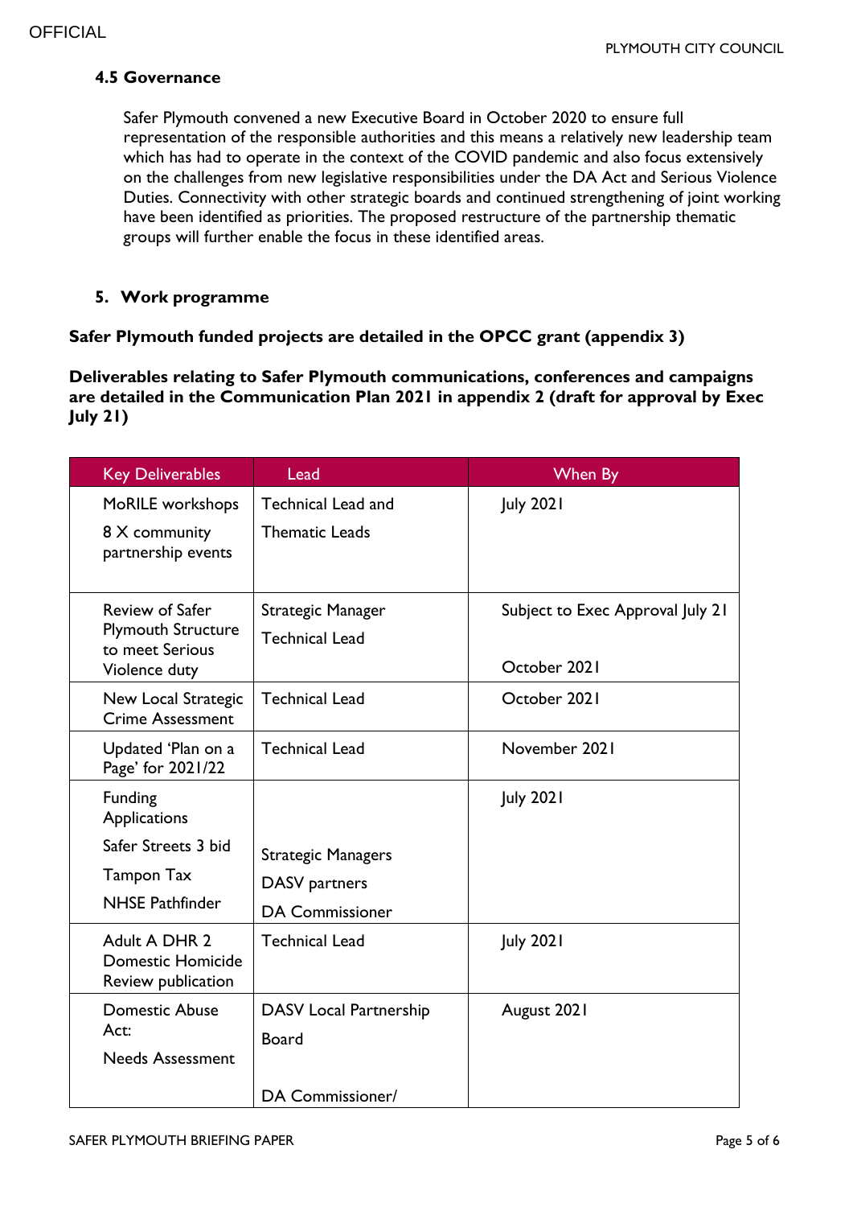### 4.5 Governance

Safer Plymouth convened a new Executive Board in October 2020 to ensure full representation of the responsible authorities and this means a relatively new leadership team which has had to operate in the context of the COVID pandemic and also focus extensively on the challenges from new legislative responsibilities under the DA Act and Serious Violence Duties. Connectivity with other strategic boards and continued strengthening of joint working have been identified as priorities. The proposed restructure of the partnership thematic groups will further enable the focus in these identified areas.

## 5. Work programme

**Safer Plymouth funded projects are detailed in the OPCC grant (appendix 3)**

**Deliverables relating to Safer Plymouth communications, conferences and campaigns are detailed in the Communication Plan 2021 in appendix 2 (draft for approval by Exec July 21)**

| Key Deliverables | Lead | When By |
|---|---|---|
| MoRILE workshops<br>8 X community partnership events | Technical Lead and Thematic Leads | July 2021 |
| Review of Safer Plymouth Structure to meet Serious Violence duty | Strategic Manager<br>Technical Lead | Subject to Exec Approval July 21<br>October 2021 |
| New Local Strategic Crime Assessment | Technical Lead | October 2021 |
| Updated 'Plan on a Page' for 2021/22 | Technical Lead | November 2021 |
| Funding Applications<br>Safer Streets 3 bid<br>Tampon Tax<br>NHSE Pathfinder | Strategic Managers<br>DASV partners<br>DA Commissioner | July 2021 |
| Adult A DHR 2 Domestic Homicide Review publication | Technical Lead | July 2021 |
| Domestic Abuse Act:<br>Needs Assessment | DASV Local Partnership Board<br>DA Commissioner/ | August 2021 |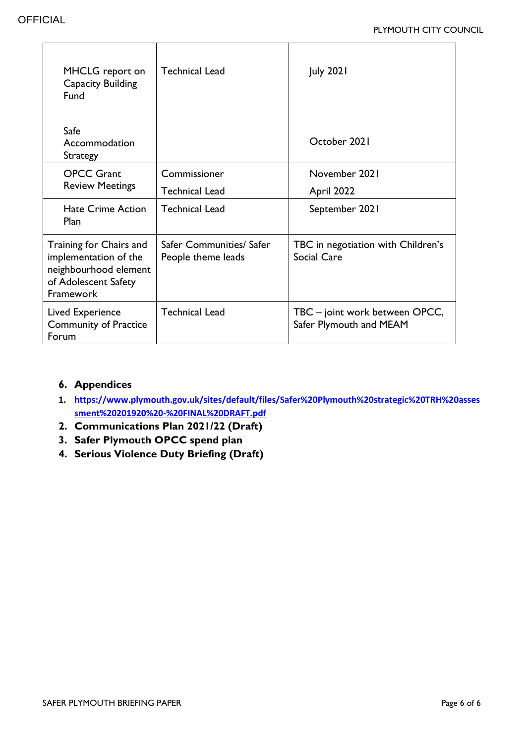| | | |
|---|---|---|
| MHCLG report on Capacity Building Fund<br><br>Safe Accommodation Strategy | Technical Lead | July 2021<br><br>October 2021 |
| OPCC Grant Review Meetings | Commissioner<br>Technical Lead | November 2021<br>April 2022 |
| Hate Crime Action Plan | Technical Lead | September 2021 |
| Training for Chairs and implementation of the neighbourhood element of Adolescent Safety Framework | Safer Communities/ Safer People theme leads | TBC in negotiation with Children's Social Care |
| Lived Experience Community of Practice Forum | Technical Lead | TBC – joint work between OPCC, Safer Plymouth and MEAM |

## 6. Appendices

1. **https://www.plymouth.gov.uk/sites/default/files/Safer%20Plymouth%20strategic%20TRH%20assessment%20201920%20-%20FINAL%20DRAFT.pdf**
2. **Communications Plan 2021/22 (Draft)**
3. **Safer Plymouth OPCC spend plan**
4. **Serious Violence Duty Briefing (Draft)**